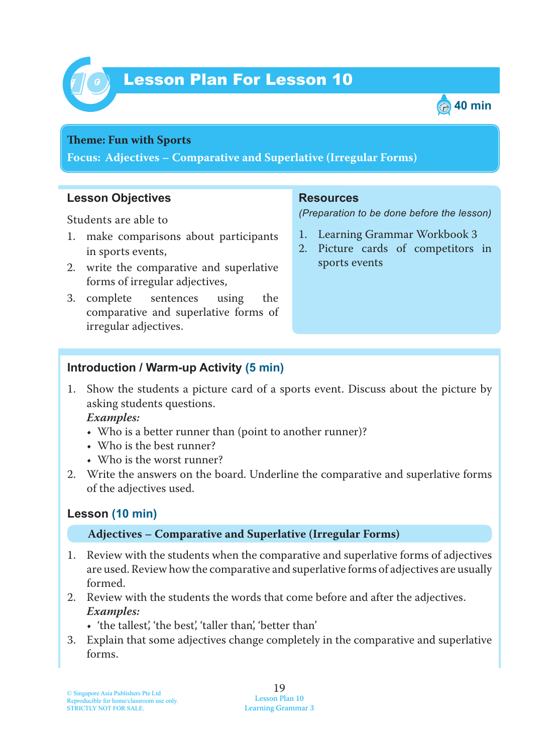# Lesson Plan For Lesson 10

40 min

**Theme: Fun with Sports**
**Focus: Adjectives – Comparative and Superlative (Irregular Forms)**

## Lesson Objectives

Students are able to

1. make comparisons about participants in sports events,
2. write the comparative and superlative forms of irregular adjectives,
3. complete sentences using the comparative and superlative forms of irregular adjectives.

## Resources

*(Preparation to be done before the lesson)*

1. Learning Grammar Workbook 3
2. Picture cards of competitors in sports events

## Introduction / Warm-up Activity (5 min)

1. Show the students a picture card of a sports event. Discuss about the picture by asking students questions.
   ***Examples:***
   - Who is a better runner than (point to another runner)?
   - Who is the best runner?
   - Who is the worst runner?
2. Write the answers on the board. Underline the comparative and superlative forms of the adjectives used.

## Lesson (10 min)

**Adjectives – Comparative and Superlative (Irregular Forms)**

1. Review with the students when the comparative and superlative forms of adjectives are used. Review how the comparative and superlative forms of adjectives are usually formed.
2. Review with the students the words that come before and after the adjectives.
   ***Examples:***
   - 'the tallest', 'the best', 'taller than', 'better than'
3. Explain that some adjectives change completely in the comparative and superlative forms.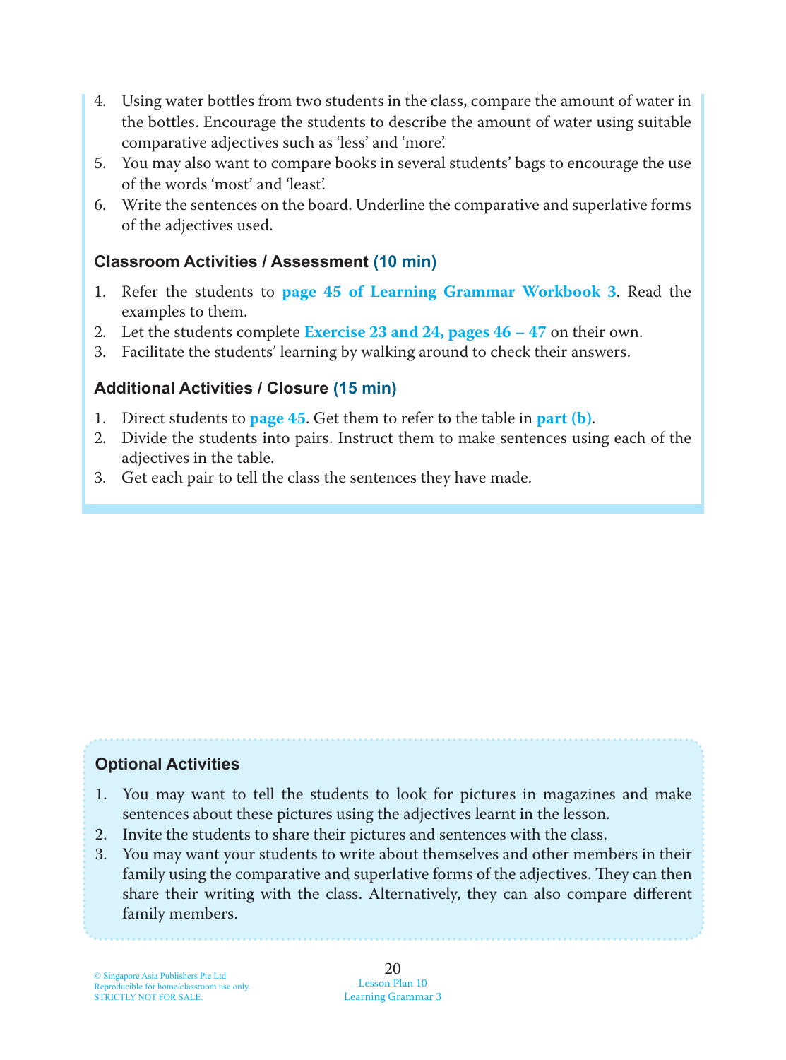4. Using water bottles from two students in the class, compare the amount of water in the bottles. Encourage the students to describe the amount of water using suitable comparative adjectives such as 'less' and 'more'.
5. You may also want to compare books in several students' bags to encourage the use of the words 'most' and 'least'.
6. Write the sentences on the board. Underline the comparative and superlative forms of the adjectives used.

### Classroom Activities / Assessment (10 min)

1. Refer the students to **page 45 of Learning Grammar Workbook 3**. Read the examples to them.
2. Let the students complete **Exercise 23 and 24, pages 46 – 47** on their own.
3. Facilitate the students' learning by walking around to check their answers.

### Additional Activities / Closure (15 min)

1. Direct students to **page 45**. Get them to refer to the table in **part (b)**.
2. Divide the students into pairs. Instruct them to make sentences using each of the adjectives in the table.
3. Get each pair to tell the class the sentences they have made.

### Optional Activities

1. You may want to tell the students to look for pictures in magazines and make sentences about these pictures using the adjectives learnt in the lesson.
2. Invite the students to share their pictures and sentences with the class.
3. You may want your students to write about themselves and other members in their family using the comparative and superlative forms of the adjectives. They can then share their writing with the class. Alternatively, they can also compare different family members.